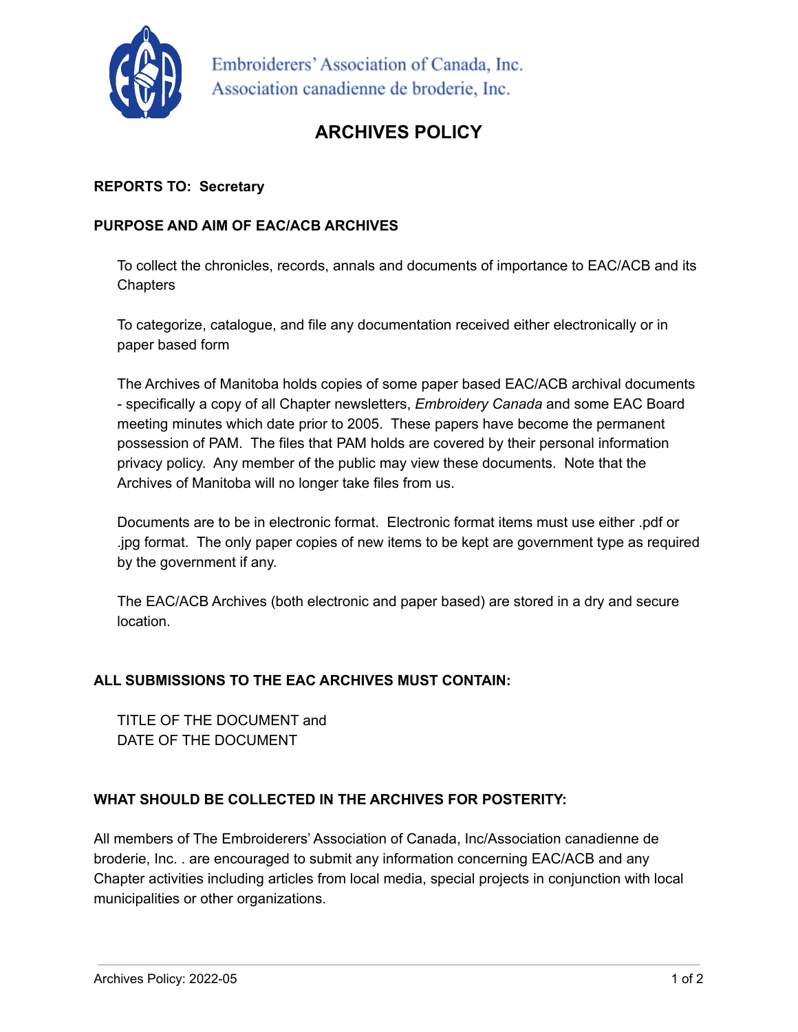Embroiderers' Association of Canada, Inc.
Association canadienne de broderie, Inc.

# ARCHIVES POLICY

**REPORTS TO: Secretary**

**PURPOSE AND AIM OF EAC/ACB ARCHIVES**

To collect the chronicles, records, annals and documents of importance to EAC/ACB and its Chapters

To categorize, catalogue, and file any documentation received either electronically or in paper based form

The Archives of Manitoba holds copies of some paper based EAC/ACB archival documents - specifically a copy of all Chapter newsletters, *Embroidery Canada* and some EAC Board meeting minutes which date prior to 2005. These papers have become the permanent possession of PAM. The files that PAM holds are covered by their personal information privacy policy. Any member of the public may view these documents. Note that the Archives of Manitoba will no longer take files from us.

Documents are to be in electronic format. Electronic format items must use either .pdf or .jpg format. The only paper copies of new items to be kept are government type as required by the government if any.

The EAC/ACB Archives (both electronic and paper based) are stored in a dry and secure location.

**ALL SUBMISSIONS TO THE EAC ARCHIVES MUST CONTAIN:**

TITLE OF THE DOCUMENT and
DATE OF THE DOCUMENT

**WHAT SHOULD BE COLLECTED IN THE ARCHIVES FOR POSTERITY:**

All members of The Embroiderers' Association of Canada, Inc/Association canadienne de broderie, Inc. . are encouraged to submit any information concerning EAC/ACB and any Chapter activities including articles from local media, special projects in conjunction with local municipalities or other organizations.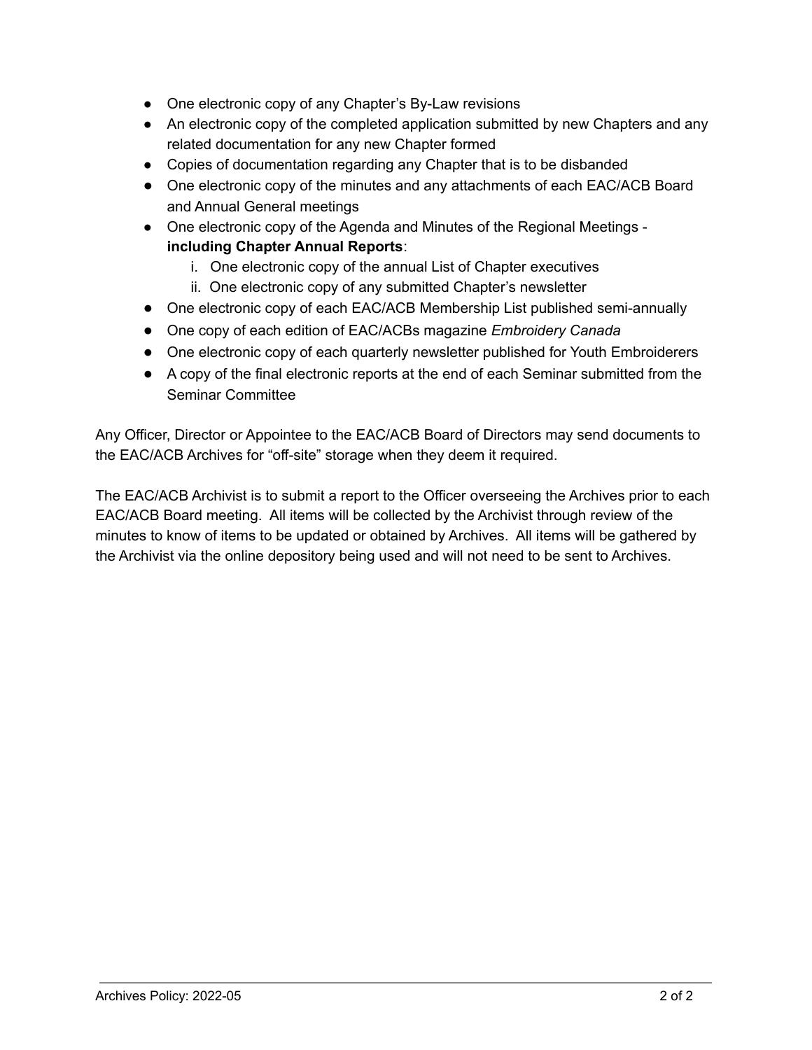- One electronic copy of any Chapter's By-Law revisions
- An electronic copy of the completed application submitted by new Chapters and any related documentation for any new Chapter formed
- Copies of documentation regarding any Chapter that is to be disbanded
- One electronic copy of the minutes and any attachments of each EAC/ACB Board and Annual General meetings
- One electronic copy of the Agenda and Minutes of the Regional Meetings - **including Chapter Annual Reports**:
    i. One electronic copy of the annual List of Chapter executives
    ii. One electronic copy of any submitted Chapter's newsletter
- One electronic copy of each EAC/ACB Membership List published semi-annually
- One copy of each edition of EAC/ACBs magazine *Embroidery Canada*
- One electronic copy of each quarterly newsletter published for Youth Embroiderers
- A copy of the final electronic reports at the end of each Seminar submitted from the Seminar Committee

Any Officer, Director or Appointee to the EAC/ACB Board of Directors may send documents to the EAC/ACB Archives for "off-site" storage when they deem it required.

The EAC/ACB Archivist is to submit a report to the Officer overseeing the Archives prior to each EAC/ACB Board meeting. All items will be collected by the Archivist through review of the minutes to know of items to be updated or obtained by Archives. All items will be gathered by the Archivist via the online depository being used and will not need to be sent to Archives.